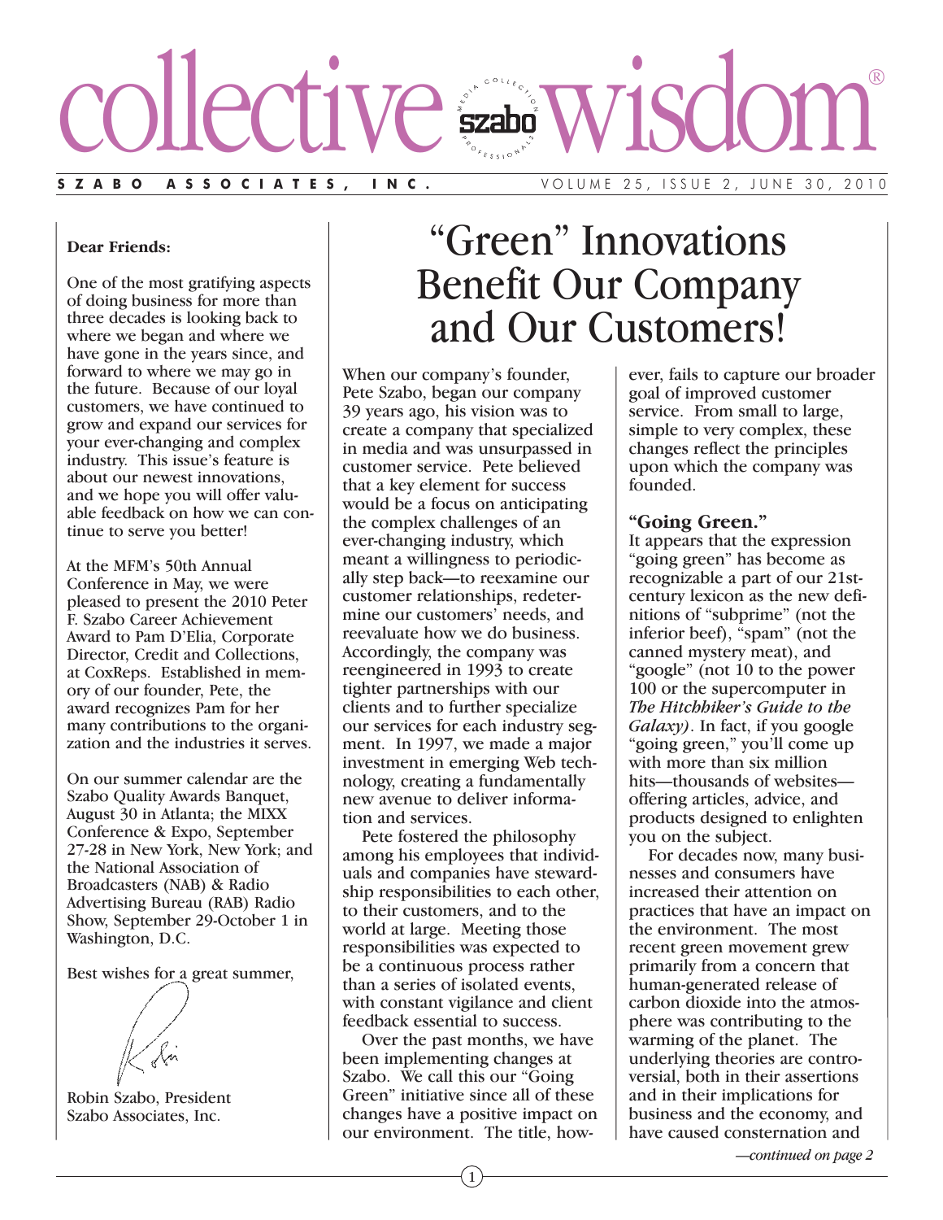# collective wisdom®

**SZABO ASSOCIATES, INC.** VOLUME 25, ISSUE 2, JUNE 30, 2010

**Dear Friends:**

One of the most gratifying aspects of doing business for more than three decades is looking back to where we began and where we have gone in the years since, and forward to where we may go in the future. Because of our loyal customers, we have continued to grow and expand our services for your ever-changing and complex industry. This issue's feature is about our newest innovations, and we hope you will offer valuable feedback on how we can continue to serve you better!

At the MFM's 50th Annual Conference in May, we were pleased to present the 2010 Peter F. Szabo Career Achievement Award to Pam D'Elia, Corporate Director, Credit and Collections, at CoxReps. Established in memory of our founder, Pete, the award recognizes Pam for her many contributions to the organization and the industries it serves.

On our summer calendar are the Szabo Quality Awards Banquet, August 30 in Atlanta; the MIXX Conference & Expo, September 27-28 in New York, New York; and the National Association of Broadcasters (NAB) & Radio Advertising Bureau (RAB) Radio Show, September 29-October 1 in Washington, D.C.

Best wishes for a great summer,

Robin Szabo, President
Szabo Associates, Inc.

# "Green" Innovations Benefit Our Company and Our Customers!

When our company's founder, Pete Szabo, began our company 39 years ago, his vision was to create a company that specialized in media and was unsurpassed in customer service. Pete believed that a key element for success would be a focus on anticipating the complex challenges of an ever-changing industry, which meant a willingness to periodically step back—to reexamine our customer relationships, redetermine our customers' needs, and reevaluate how we do business. Accordingly, the company was reengineered in 1993 to create tighter partnerships with our clients and to further specialize our services for each industry segment. In 1997, we made a major investment in emerging Web technology, creating a fundamentally new avenue to deliver information and services.

Pete fostered the philosophy among his employees that individuals and companies have stewardship responsibilities to each other, to their customers, and to the world at large. Meeting those responsibilities was expected to be a continuous process rather than a series of isolated events, with constant vigilance and client feedback essential to success.

Over the past months, we have been implementing changes at Szabo. We call this our "Going Green" initiative since all of these changes have a positive impact on our environment. The title, however, fails to capture our broader goal of improved customer service. From small to large, simple to very complex, these changes reflect the principles upon which the company was founded.

### "Going Green."

It appears that the expression "going green" has become as recognizable a part of our 21st-century lexicon as the new definitions of "subprime" (not the inferior beef), "spam" (not the canned mystery meat), and "google" (not 10 to the power 100 or the supercomputer in *The Hitchhiker's Guide to the Galaxy)*. In fact, if you google "going green," you'll come up with more than six million hits—thousands of websites—offering articles, advice, and products designed to enlighten you on the subject.

For decades now, many businesses and consumers have increased their attention on practices that have an impact on the environment. The most recent green movement grew primarily from a concern that human-generated release of carbon dioxide into the atmosphere was contributing to the warming of the planet. The underlying theories are controversial, both in their assertions and in their implications for business and the economy, and have caused consternation and

*—continued on page 2*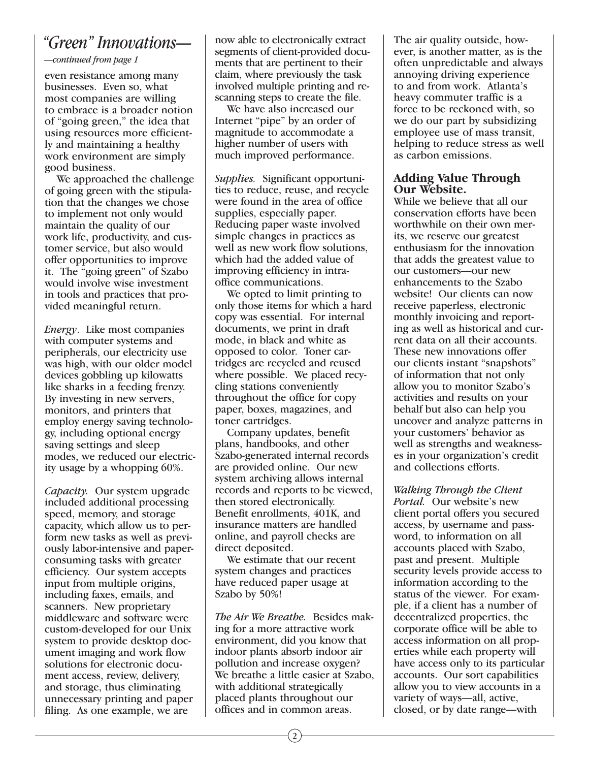## "Green" Innovations—

*—continued from page 1*

even resistance among many businesses. Even so, what most companies are willing to embrace is a broader notion of "going green," the idea that using resources more efficiently and maintaining a healthy work environment are simply good business.

We approached the challenge of going green with the stipulation that the changes we chose to implement not only would maintain the quality of our work life, productivity, and customer service, but also would offer opportunities to improve it. The "going green" of Szabo would involve wise investment in tools and practices that provided meaningful return.

*Energy*. Like most companies with computer systems and peripherals, our electricity use was high, with our older model devices gobbling up kilowatts like sharks in a feeding frenzy. By investing in new servers, monitors, and printers that employ energy saving technology, including optional energy saving settings and sleep modes, we reduced our electricity usage by a whopping 60%.

*Capacity.* Our system upgrade included additional processing speed, memory, and storage capacity, which allow us to perform new tasks as well as previously labor-intensive and paper-consuming tasks with greater efficiency. Our system accepts input from multiple origins, including faxes, emails, and scanners. New proprietary middleware and software were custom-developed for our Unix system to provide desktop document imaging and work flow solutions for electronic document access, review, delivery, and storage, thus eliminating unnecessary printing and paper filing. As one example, we are now able to electronically extract segments of client-provided documents that are pertinent to their claim, where previously the task involved multiple printing and re-scanning steps to create the file.

We have also increased our Internet "pipe" by an order of magnitude to accommodate a higher number of users with much improved performance.

*Supplies.* Significant opportunities to reduce, reuse, and recycle were found in the area of office supplies, especially paper. Reducing paper waste involved simple changes in practices as well as new work flow solutions, which had the added value of improving efficiency in intra-office communications.

We opted to limit printing to only those items for which a hard copy was essential. For internal documents, we print in draft mode, in black and white as opposed to color. Toner cartridges are recycled and reused where possible. We placed recycling stations conveniently throughout the office for copy paper, boxes, magazines, and toner cartridges.

Company updates, benefit plans, handbooks, and other Szabo-generated internal records are provided online. Our new system archiving allows internal records and reports to be viewed, then stored electronically. Benefit enrollments, 401K, and insurance matters are handled online, and payroll checks are direct deposited.

We estimate that our recent system changes and practices have reduced paper usage at Szabo by 50%!

*The Air We Breathe.* Besides making for a more attractive work environment, did you know that indoor plants absorb indoor air pollution and increase oxygen? We breathe a little easier at Szabo, with additional strategically placed plants throughout our offices and in common areas. The air quality outside, however, is another matter, as is the often unpredictable and always annoying driving experience to and from work. Atlanta's heavy commuter traffic is a force to be reckoned with, so we do our part by subsidizing employee use of mass transit, helping to reduce stress as well as carbon emissions.

### Adding Value Through Our Website.

While we believe that all our conservation efforts have been worthwhile on their own merits, we reserve our greatest enthusiasm for the innovation that adds the greatest value to our customers—our new enhancements to the Szabo website! Our clients can now receive paperless, electronic monthly invoicing and reporting as well as historical and current data on all their accounts. These new innovations offer our clients instant "snapshots" of information that not only allow you to monitor Szabo's activities and results on your behalf but also can help you uncover and analyze patterns in your customers' behavior as well as strengths and weaknesses in your organization's credit and collections efforts.

*Walking Through the Client Portal.* Our website's new client portal offers you secured access, by username and password, to information on all accounts placed with Szabo, past and present. Multiple security levels provide access to information according to the status of the viewer. For example, if a client has a number of decentralized properties, the corporate office will be able to access information on all properties while each property will have access only to its particular accounts. Our sort capabilities allow you to view accounts in a variety of ways—all, active, closed, or by date range—with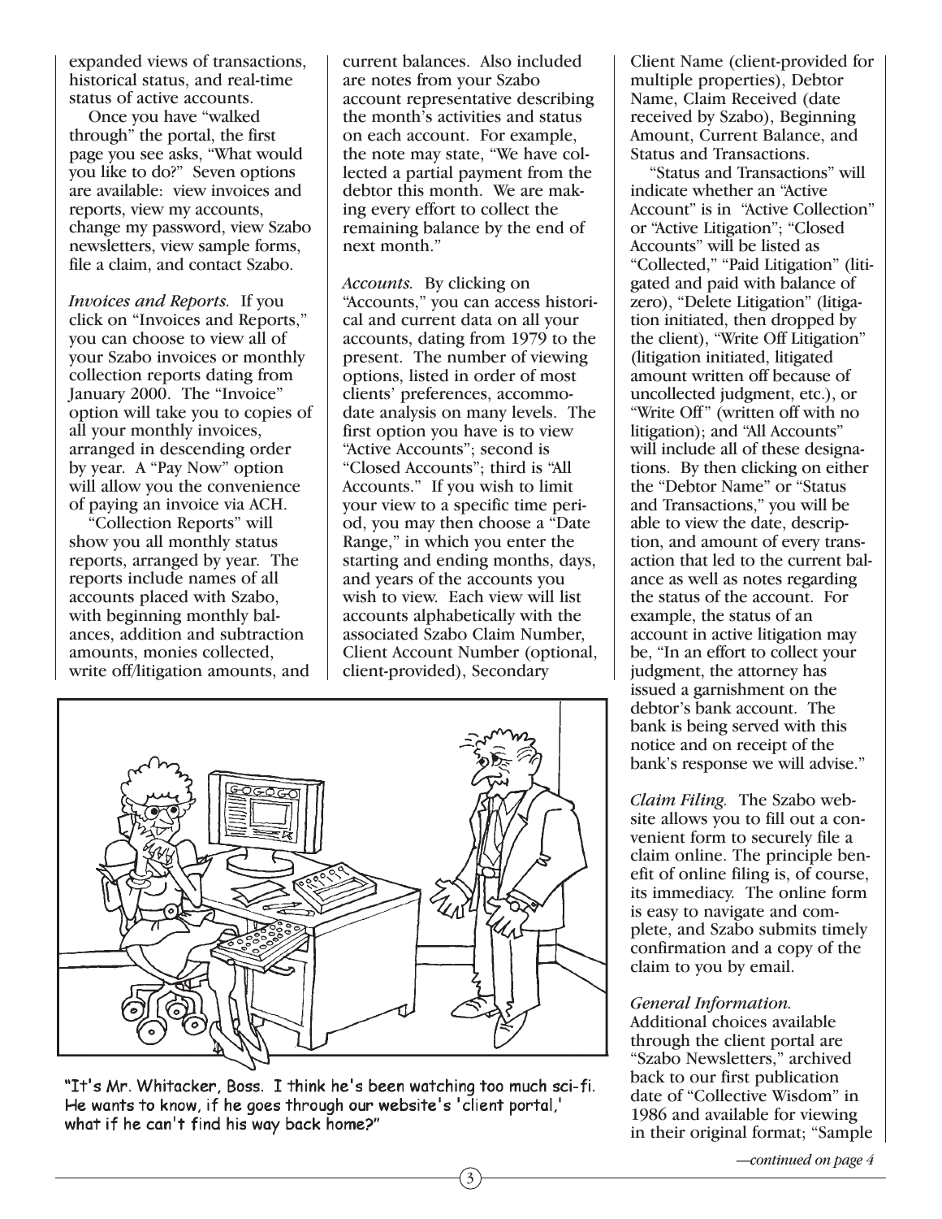expanded views of transactions, historical status, and real-time status of active accounts.

Once you have "walked through" the portal, the first page you see asks, "What would you like to do?" Seven options are available: view invoices and reports, view my accounts, change my password, view Szabo newsletters, view sample forms, file a claim, and contact Szabo.

*Invoices and Reports.* If you click on "Invoices and Reports," you can choose to view all of your Szabo invoices or monthly collection reports dating from January 2000. The "Invoice" option will take you to copies of all your monthly invoices, arranged in descending order by year. A "Pay Now" option will allow you the convenience of paying an invoice via ACH.

"Collection Reports" will show you all monthly status reports, arranged by year. The reports include names of all accounts placed with Szabo, with beginning monthly balances, addition and subtraction amounts, monies collected, write off/litigation amounts, and current balances. Also included are notes from your Szabo account representative describing the month's activities and status on each account. For example, the note may state, "We have collected a partial payment from the debtor this month. We are making every effort to collect the remaining balance by the end of next month."

*Accounts.* By clicking on "Accounts," you can access historical and current data on all your accounts, dating from 1979 to the present. The number of viewing options, listed in order of most clients' preferences, accommodate analysis on many levels. The first option you have is to view "Active Accounts"; second is "Closed Accounts"; third is "All Accounts." If you wish to limit your view to a specific time period, you may then choose a "Date Range," in which you enter the starting and ending months, days, and years of the accounts you wish to view. Each view will list accounts alphabetically with the associated Szabo Claim Number, Client Account Number (optional, client-provided), Secondary Client Name (client-provided for multiple properties), Debtor Name, Claim Received (date received by Szabo), Beginning Amount, Current Balance, and Status and Transactions.

"Status and Transactions" will indicate whether an "Active Account" is in "Active Collection" or "Active Litigation"; "Closed Accounts" will be listed as "Collected," "Paid Litigation" (litigated and paid with balance of zero), "Delete Litigation" (litigation initiated, then dropped by the client), "Write Off Litigation" (litigation initiated, litigated amount written off because of uncollected judgment, etc.), or "Write Off" (written off with no litigation); and "All Accounts" will include all of these designations. By then clicking on either the "Debtor Name" or "Status and Transactions," you will be able to view the date, description, and amount of every transaction that led to the current balance as well as notes regarding the status of the account. For example, the status of an account in active litigation may be, "In an effort to collect your judgment, the attorney has issued a garnishment on the debtor's bank account. The bank is being served with this notice and on receipt of the bank's response we will advise."

"It's Mr. Whitacker, Boss. I think he's been watching too much sci-fi. He wants to know, if he goes through our website's 'client portal,' what if he can't find his way back home?"

*Claim Filing.* The Szabo website allows you to fill out a convenient form to securely file a claim online. The principle benefit of online filing is, of course, its immediacy. The online form is easy to navigate and complete, and Szabo submits timely confirmation and a copy of the claim to you by email.

*General Information.* Additional choices available through the client portal are "Szabo Newsletters," archived back to our first publication date of "Collective Wisdom" in 1986 and available for viewing in their original format; "Sample

*—continued on page 4*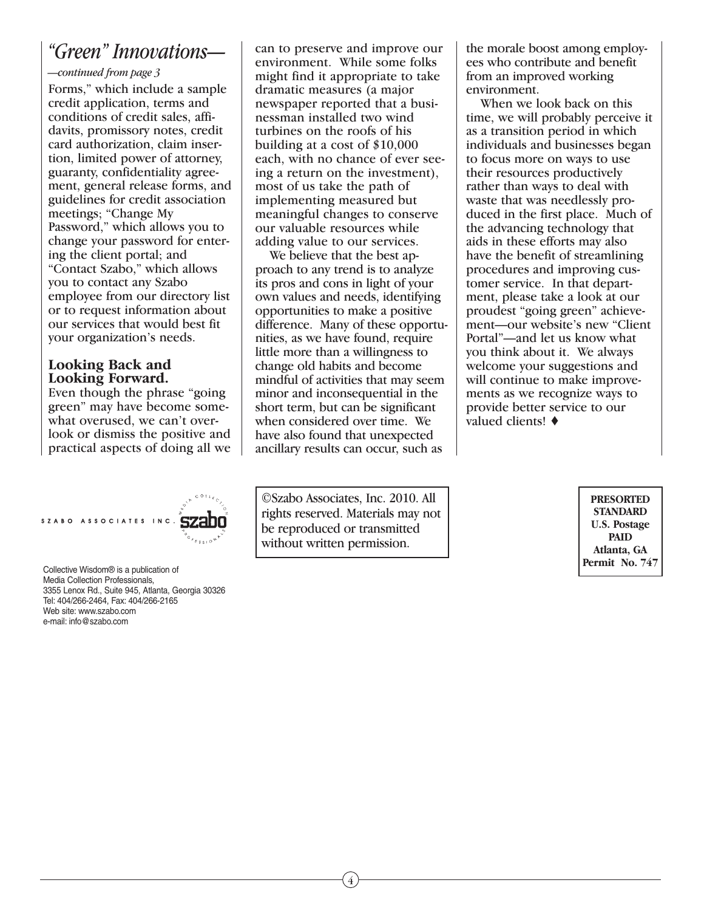## *"Green" Innovations—*

*—continued from page 3*

Forms," which include a sample credit application, terms and conditions of credit sales, affidavits, promissory notes, credit card authorization, claim insertion, limited power of attorney, guaranty, confidentiality agreement, general release forms, and guidelines for credit association meetings; "Change My Password," which allows you to change your password for entering the client portal; and "Contact Szabo," which allows you to contact any Szabo employee from our directory list or to request information about our services that would best fit your organization's needs.

### Looking Back and Looking Forward.

Even though the phrase "going green" may have become somewhat overused, we can't overlook or dismiss the positive and practical aspects of doing all we can to preserve and improve our environment. While some folks might find it appropriate to take dramatic measures (a major newspaper reported that a businessman installed two wind turbines on the roofs of his building at a cost of $10,000 each, with no chance of ever seeing a return on the investment), most of us take the path of implementing measured but meaningful changes to conserve our valuable resources while adding value to our services.

We believe that the best approach to any trend is to analyze its pros and cons in light of your own values and needs, identifying opportunities to make a positive difference. Many of these opportunities, as we have found, require little more than a willingness to change old habits and become mindful of activities that may seem minor and inconsequential in the short term, but can be significant when considered over time. We have also found that unexpected ancillary results can occur, such as the morale boost among employees who contribute and benefit from an improved working environment.

When we look back on this time, we will probably perceive it as a transition period in which individuals and businesses began to focus more on ways to use their resources productively rather than ways to deal with waste that was needlessly produced in the first place. Much of the advancing technology that aids in these efforts may also have the benefit of streamlining procedures and improving customer service. In that department, please take a look at our proudest "going green" achievement—our website's new "Client Portal"—and let us know what you think about it. We always welcome your suggestions and will continue to make improvements as we recognize ways to provide better service to our valued clients! ♦

SZABO ASSOCIATES INC. szabo MEDIA COLLECTION PROFESSIONALS

Collective Wisdom® is a publication of
Media Collection Professionals,
3355 Lenox Rd., Suite 945, Atlanta, Georgia 30326
Tel: 404/266-2464, Fax: 404/266-2165
Web site: www.szabo.com
e-mail: info@szabo.com

©Szabo Associates, Inc. 2010. All rights reserved. Materials may not be reproduced or transmitted without written permission.

**PRESORTED STANDARD**
**U.S. Postage**
**PAID**
**Atlanta, GA**
**Permit No. 747**